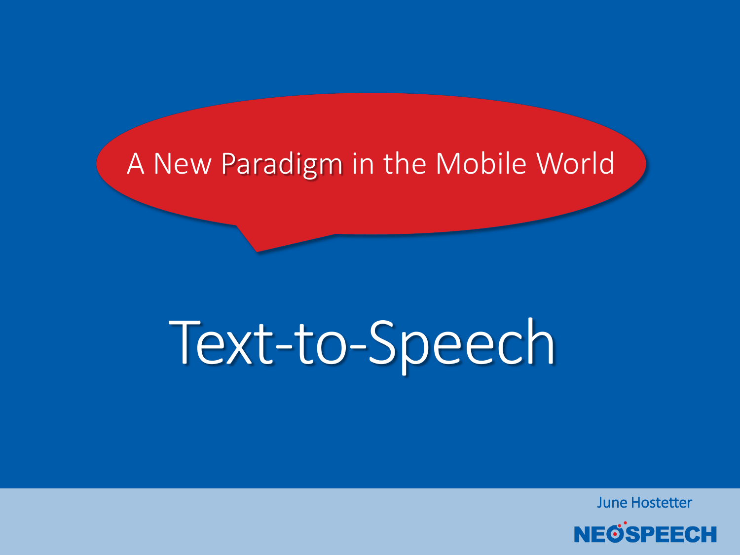A New Paradigm in the Mobile World

# Text-to-Speech

June Hostetter

NEOSPEECH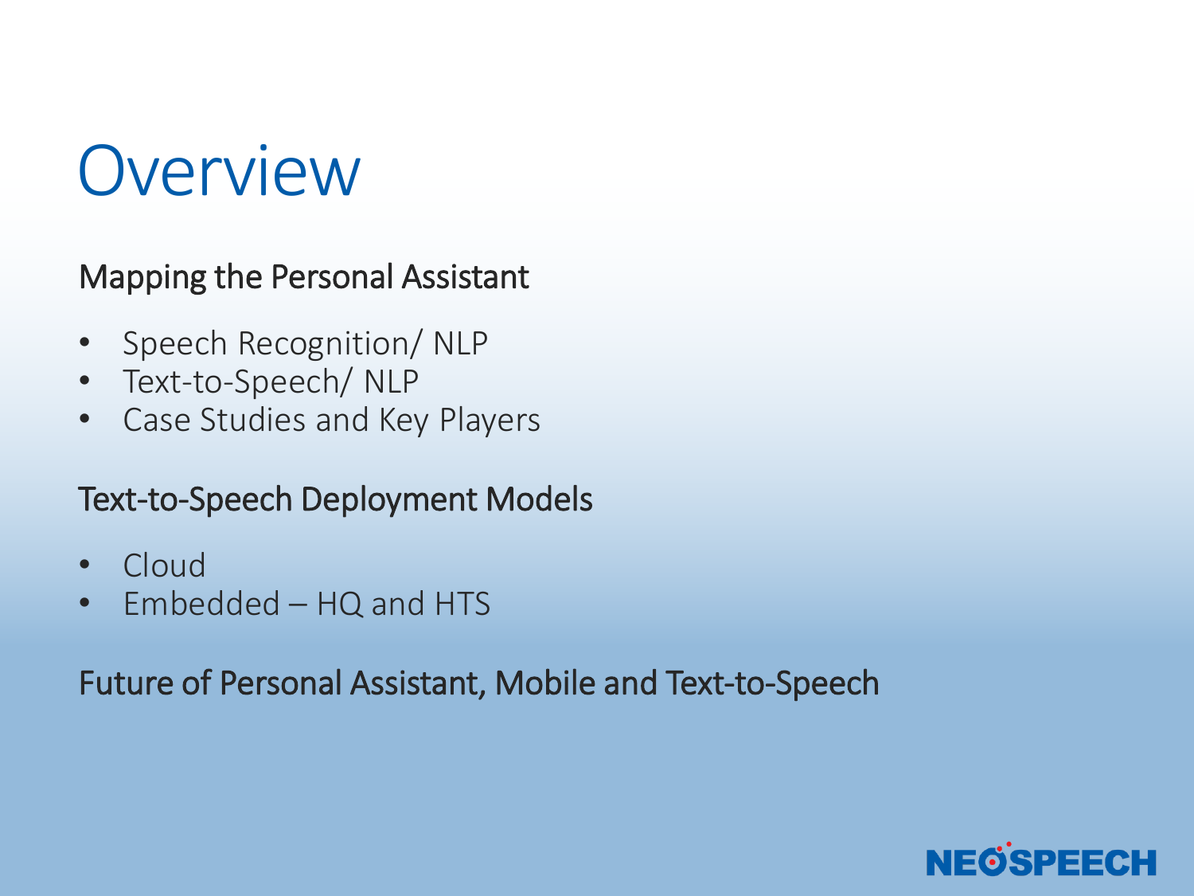# Overview

## Mapping the Personal Assistant

- Speech Recognition/ NLP
- Text-to-Speech/ NLP
- Case Studies and Key Players

## Text-to-Speech Deployment Models

- Cloud
- Embedded – HQ and HTS

## Future of Personal Assistant, Mobile and Text-to-Speech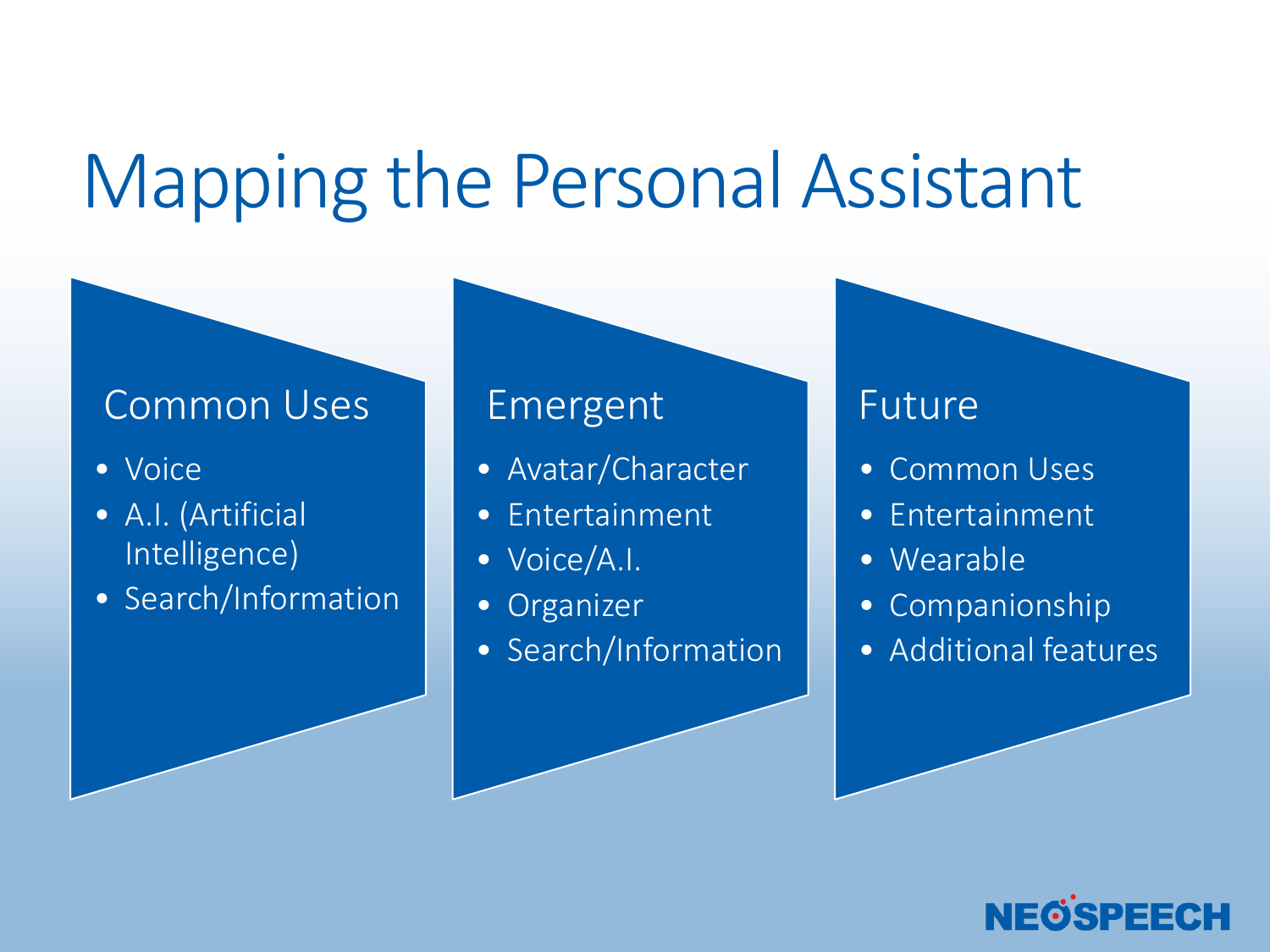# Mapping the Personal Assistant

## Common Uses

- Voice
- A.I. (Artificial Intelligence)
- Search/Information

## Emergent

- Avatar/Character
- Entertainment
- Voice/A.I.
- Organizer
- Search/Information

## Future

- Common Uses
- Entertainment
- Wearable
- Companionship
- Additional features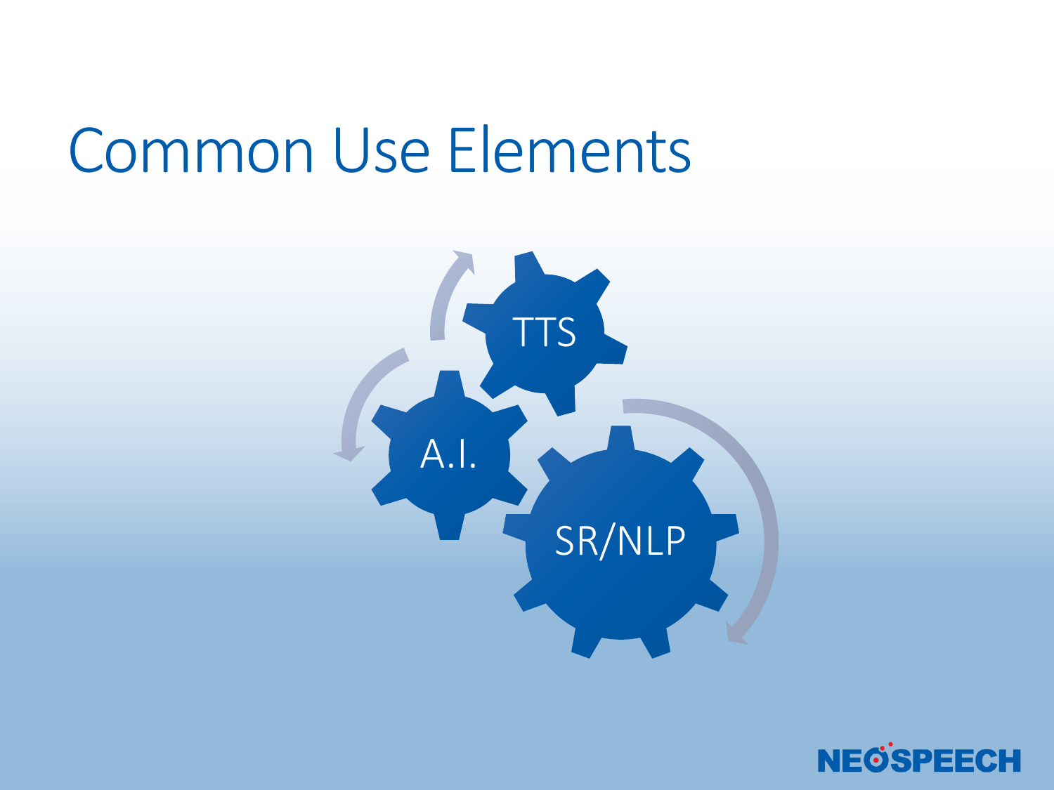# Common Use Elements

TTS

A.I.

SR/NLP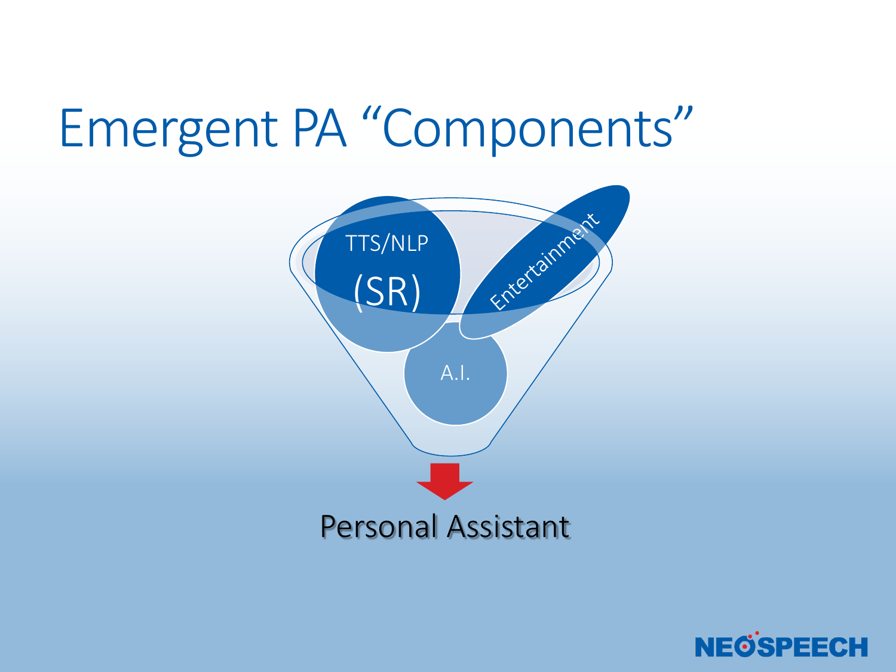# Emergent PA "Components"

TTS/NLP

(SR)

Entertainment

A.I.

Personal Assistant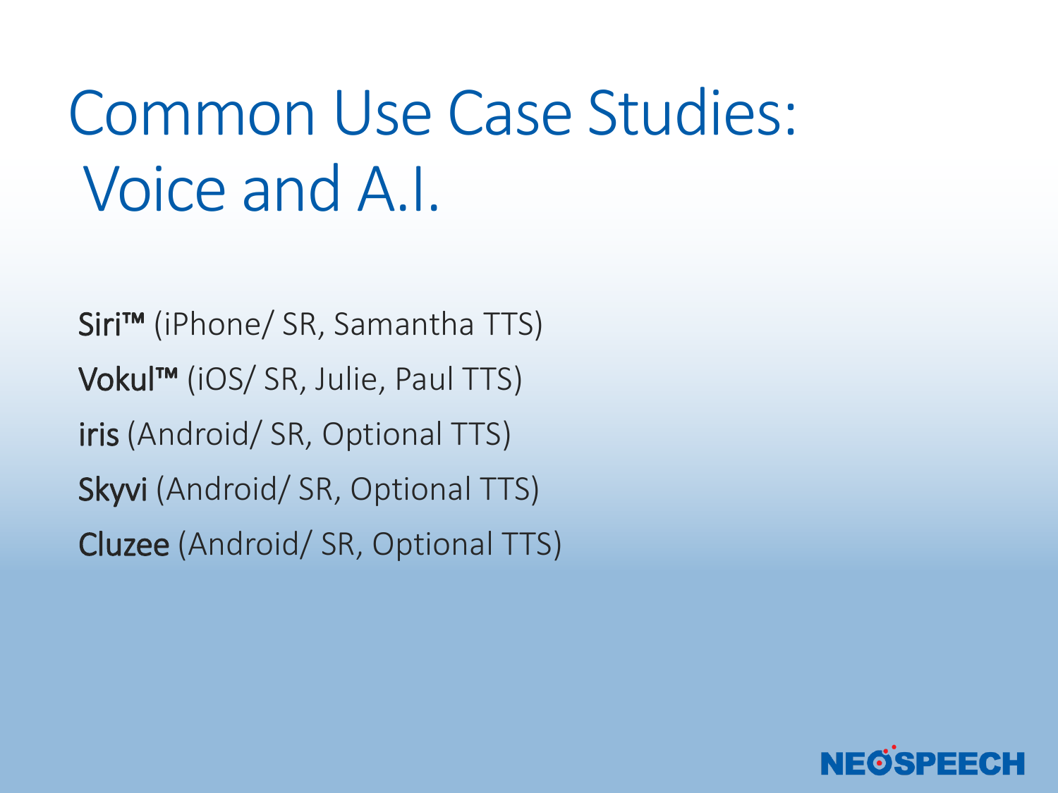# Common Use Case Studies: Voice and A.I.

Siri™ (iPhone/ SR, Samantha TTS)

Vokul™ (iOS/ SR, Julie, Paul TTS)

iris (Android/ SR, Optional TTS)

Skyvi (Android/ SR, Optional TTS)

Cluzee (Android/ SR, Optional TTS)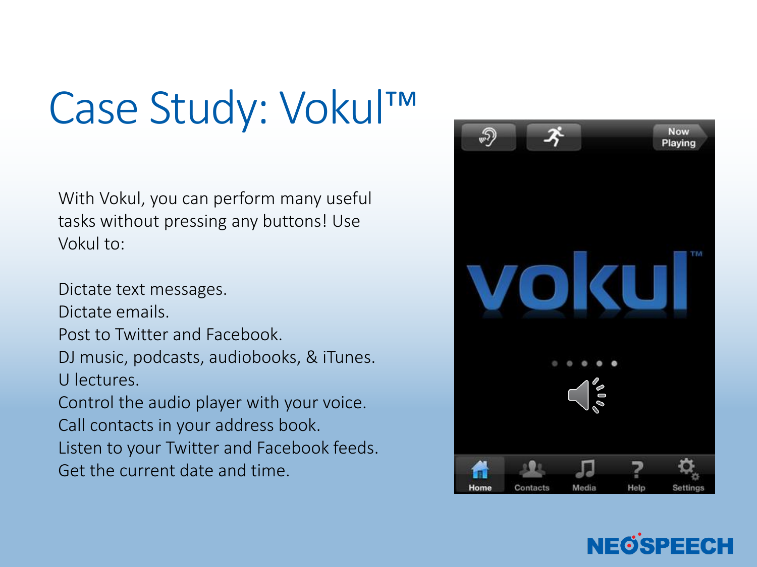# Case Study: Vokul™

With Vokul, you can perform many useful tasks without pressing any buttons! Use Vokul to:

Dictate text messages.
Dictate emails.
Post to Twitter and Facebook.
DJ music, podcasts, audiobooks, & iTunes.
U lectures.
Control the audio player with your voice.
Call contacts in your address book.
Listen to your Twitter and Facebook feeds.
Get the current date and time.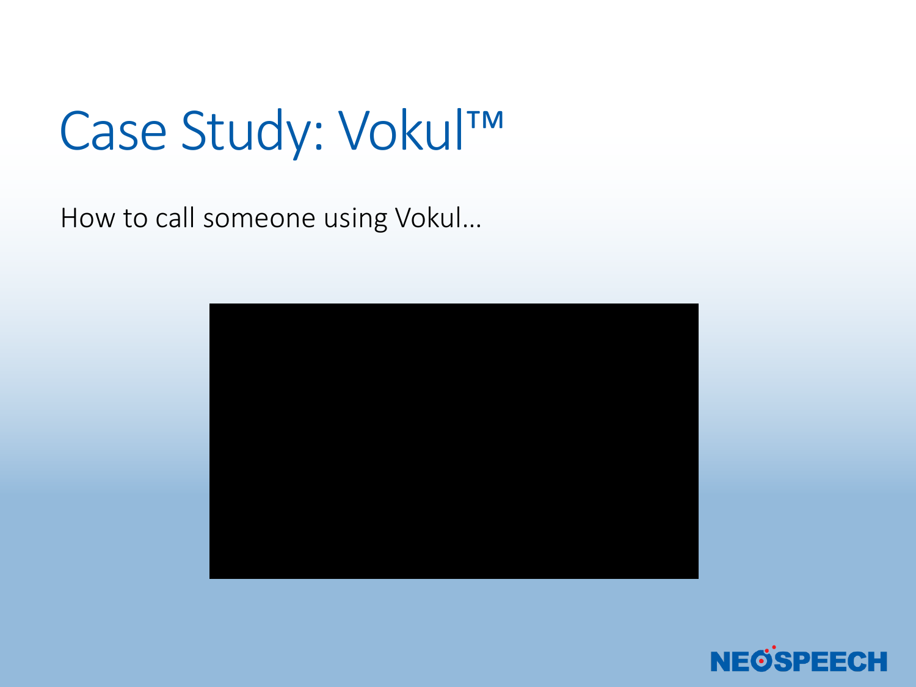# Case Study: Vokul™

How to call someone using Vokul…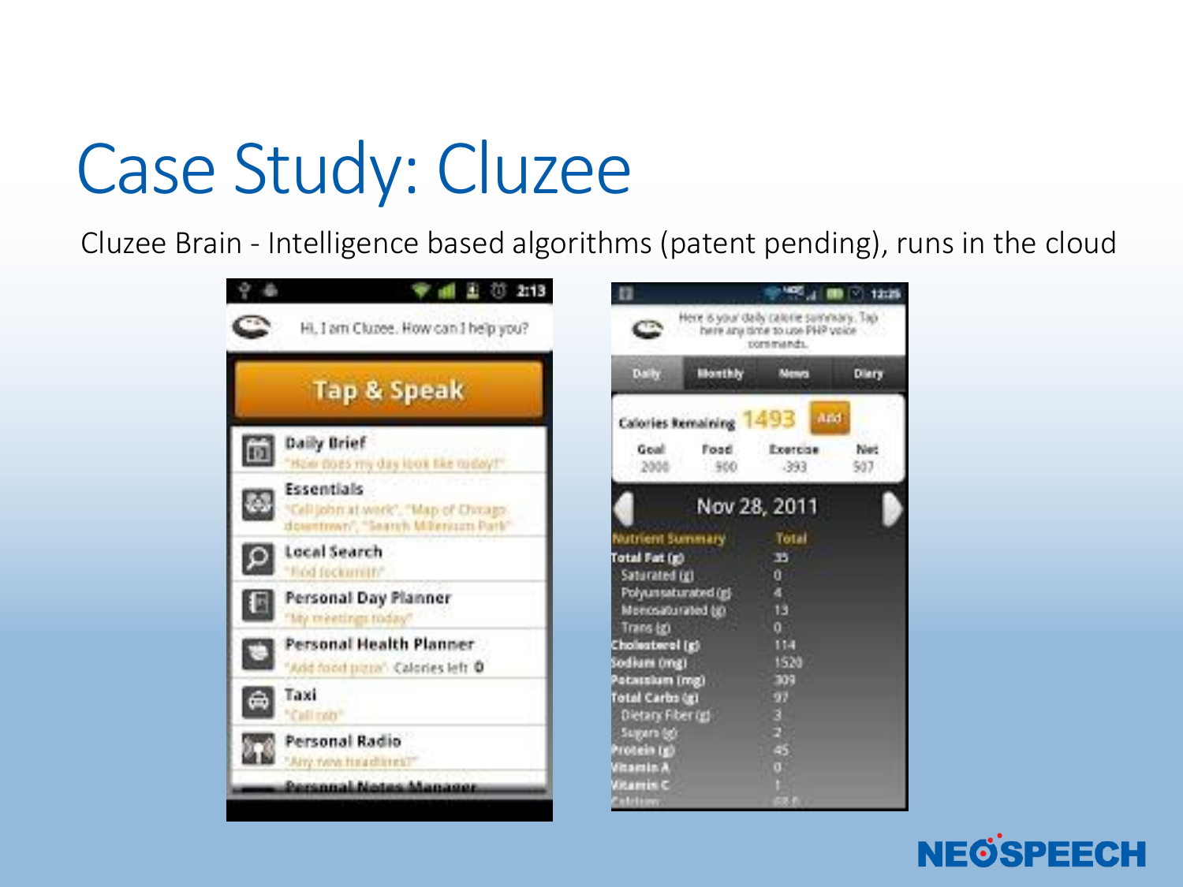# Case Study: Cluzee

Cluzee Brain - Intelligence based algorithms (patent pending), runs in the cloud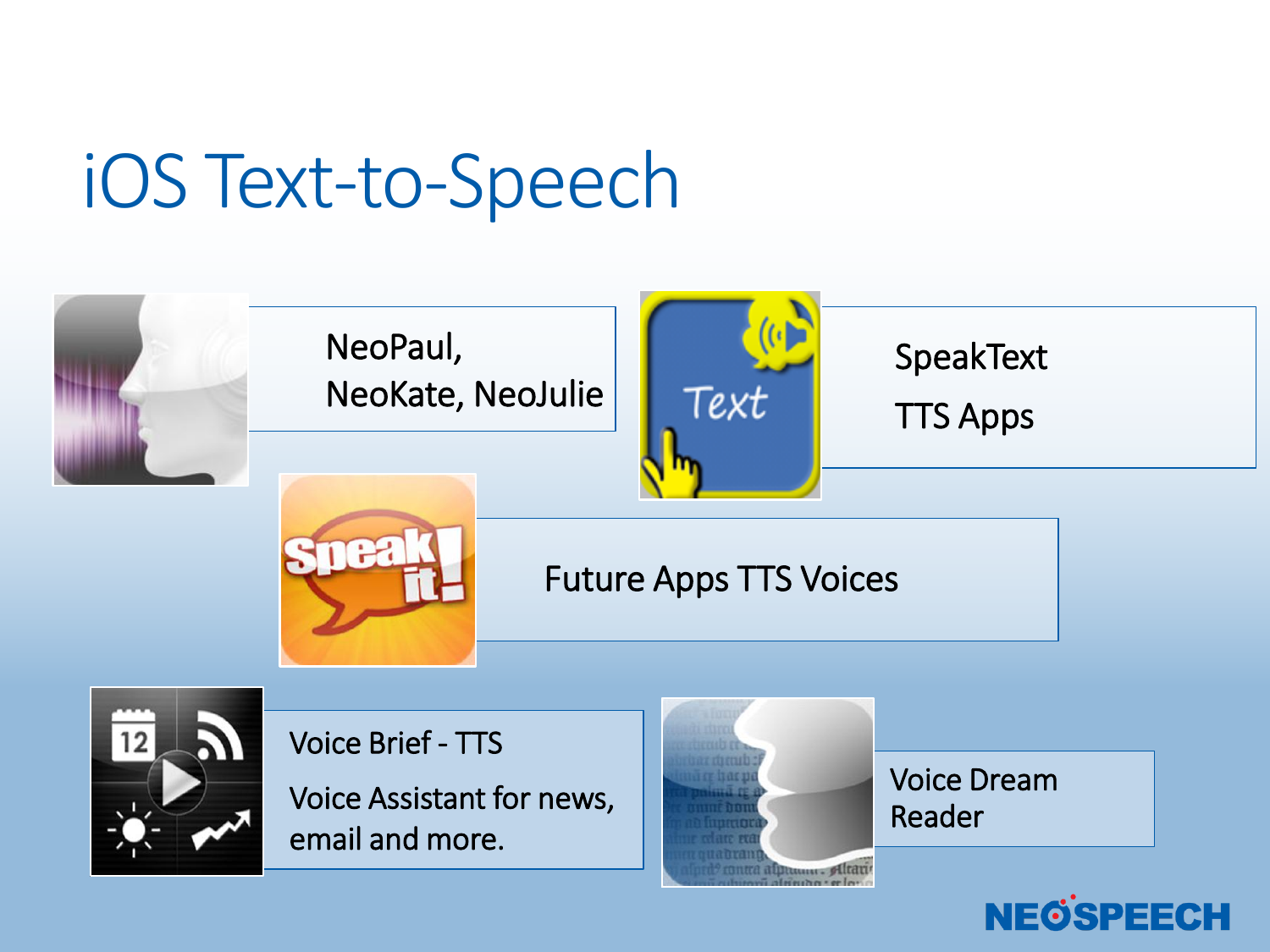# iOS Text-to-Speech

- NeoPaul, NeoKate, NeoJulie
- SpeakText TTS Apps
- Future Apps TTS Voices
- Voice Brief - TTS

  Voice Assistant for news, email and more.
- Voice Dream Reader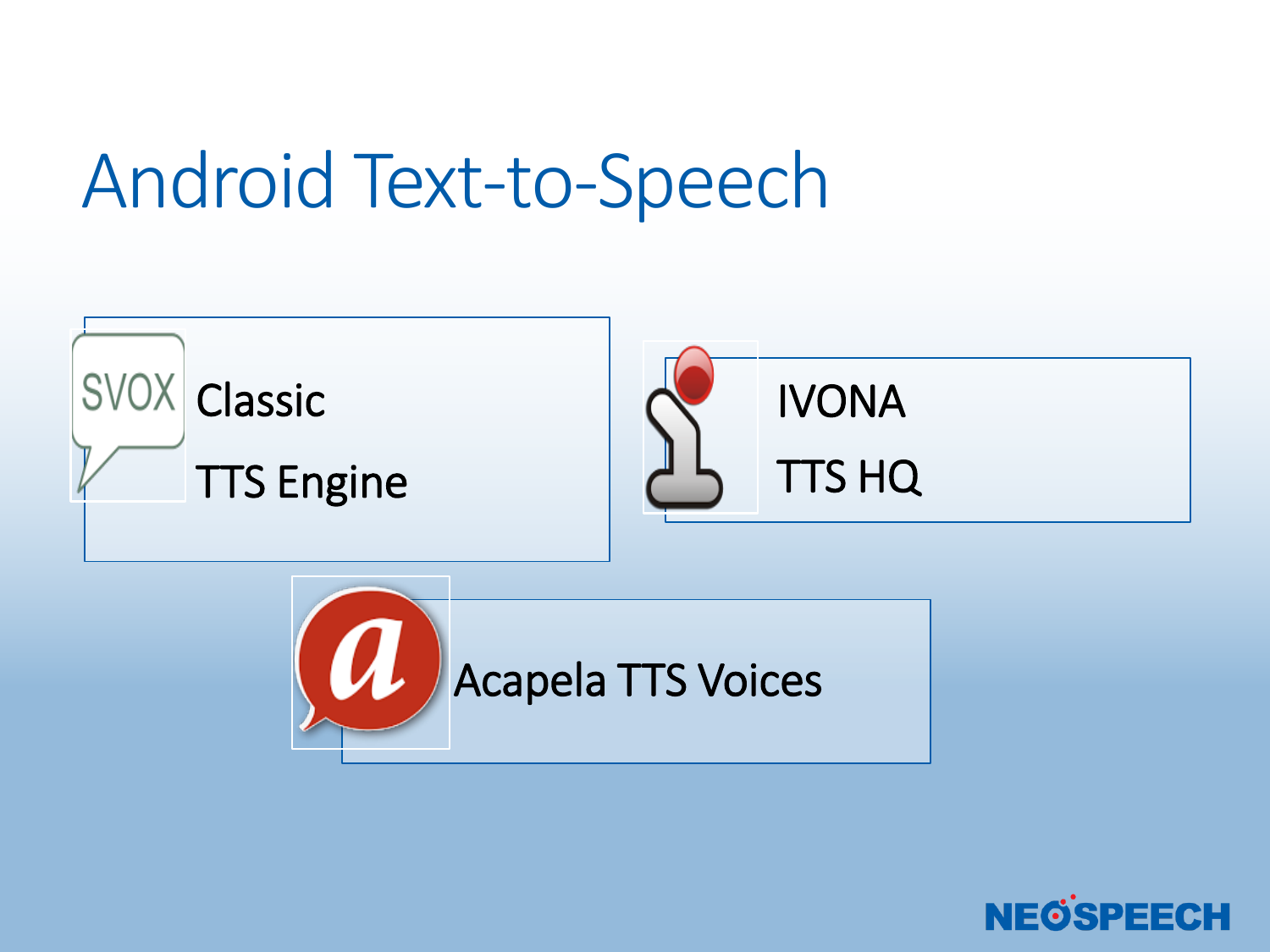# Android Text-to-Speech

- SVOX Classic TTS Engine
- IVONA TTS HQ
- Acapela TTS Voices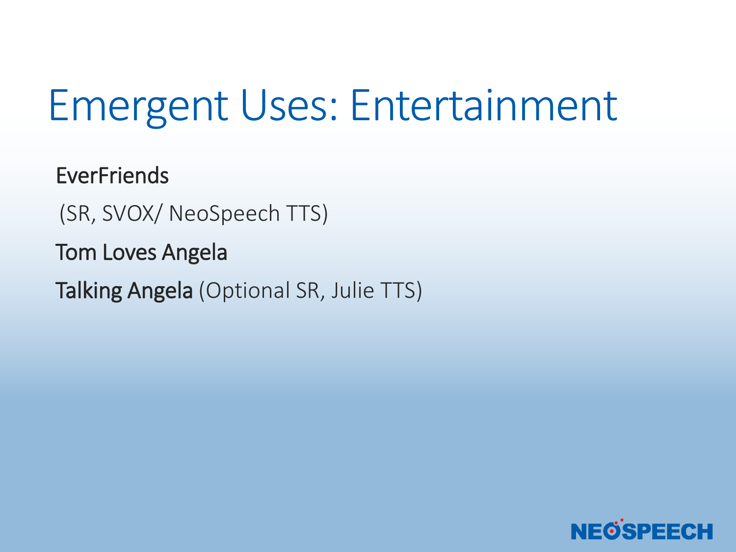# Emergent Uses: Entertainment

EverFriends

(SR, SVOX/ NeoSpeech TTS)

Tom Loves Angela

Talking Angela (Optional SR, Julie TTS)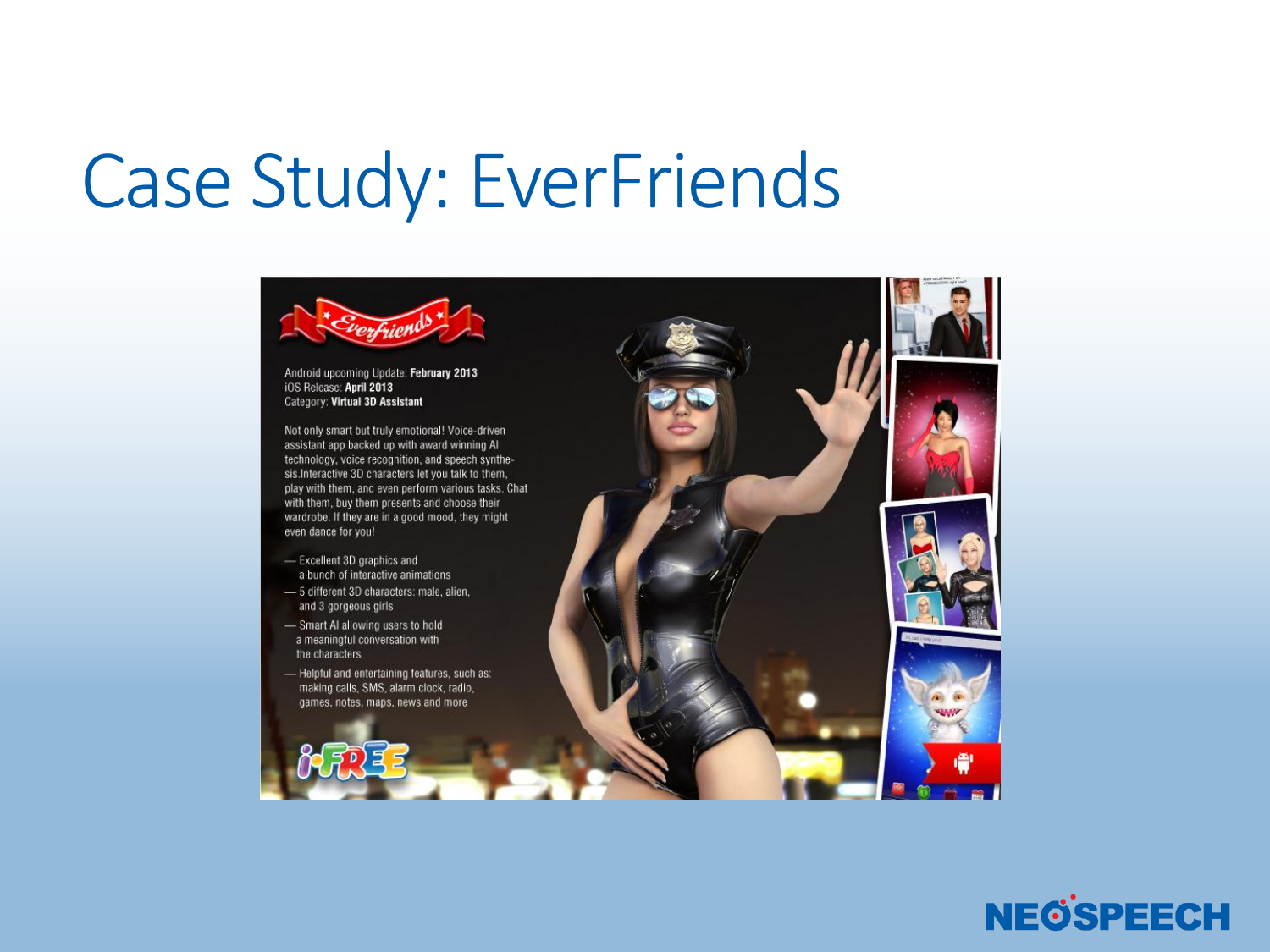# Case Study: EverFriends

Everfriends

Android upcoming Update: **February 2013**
iOS Release: **April 2013**
Category: **Virtual 3D Assistant**

Not only smart but truly emotional! Voice-driven assistant app backed up with award winning AI technology, voice recognition, and speech synthesis.Interactive 3D characters let you talk to them, play with them, and even perform various tasks. Chat with them, buy them presents and choose their wardrobe. If they are in a good mood, they might even dance for you!

- Excellent 3D graphics and a bunch of interactive animations
- 5 different 3D characters: male, alien, and 3 gorgeous girls
- Smart AI allowing users to hold a meaningful conversation with the characters
- Helpful and entertaining features, such as: making calls, SMS, alarm clock, radio, games, notes, maps, news and more

i-FREE

NEOSPEECH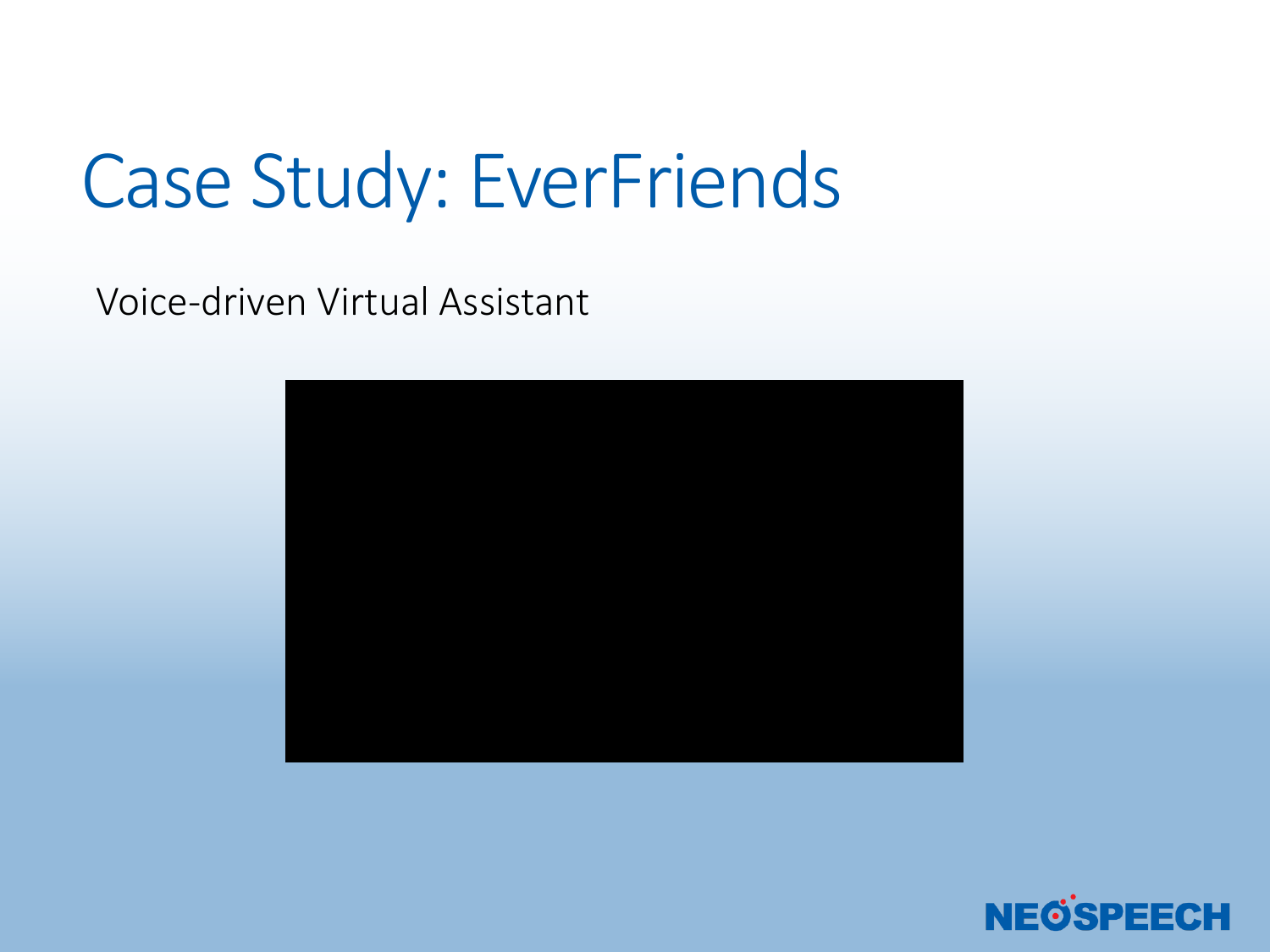# Case Study: EverFriends

Voice-driven Virtual Assistant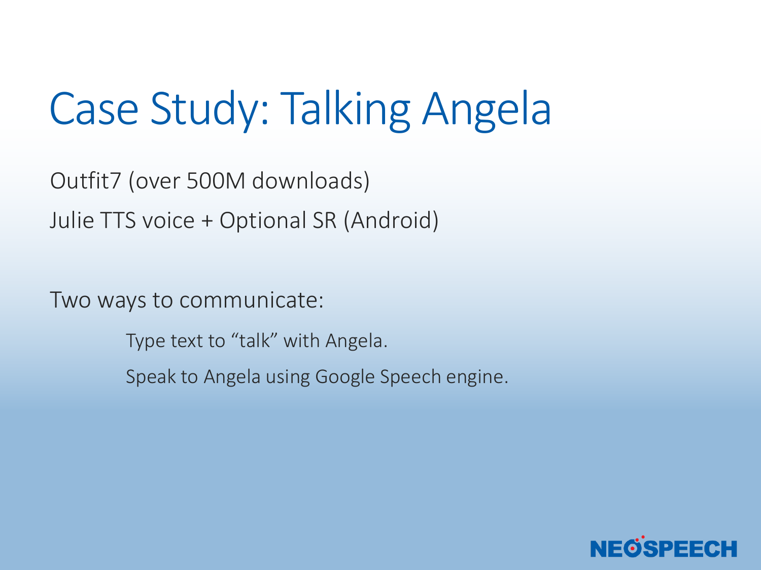# Case Study: Talking Angela

Outfit7 (over 500M downloads)

Julie TTS voice + Optional SR (Android)

Two ways to communicate:

- Type text to “talk” with Angela.
- Speak to Angela using Google Speech engine.

NEOSPEECH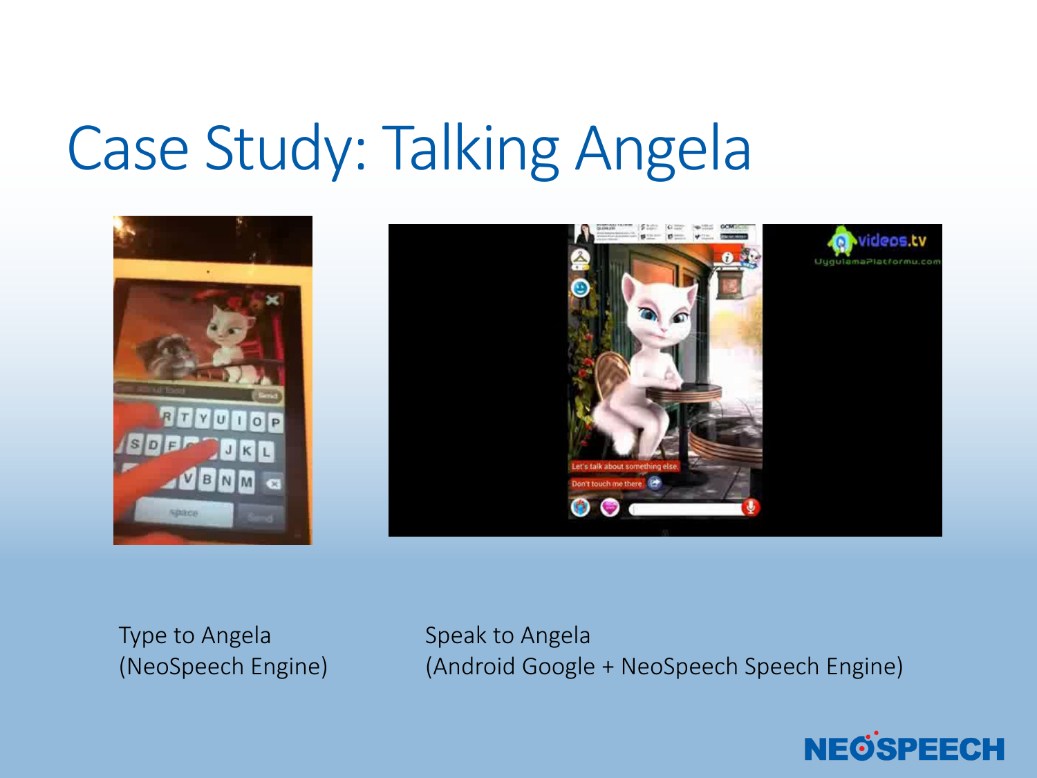# Case Study: Talking Angela

Type to Angela
(NeoSpeech Engine)

Speak to Angela
(Android Google + NeoSpeech Speech Engine)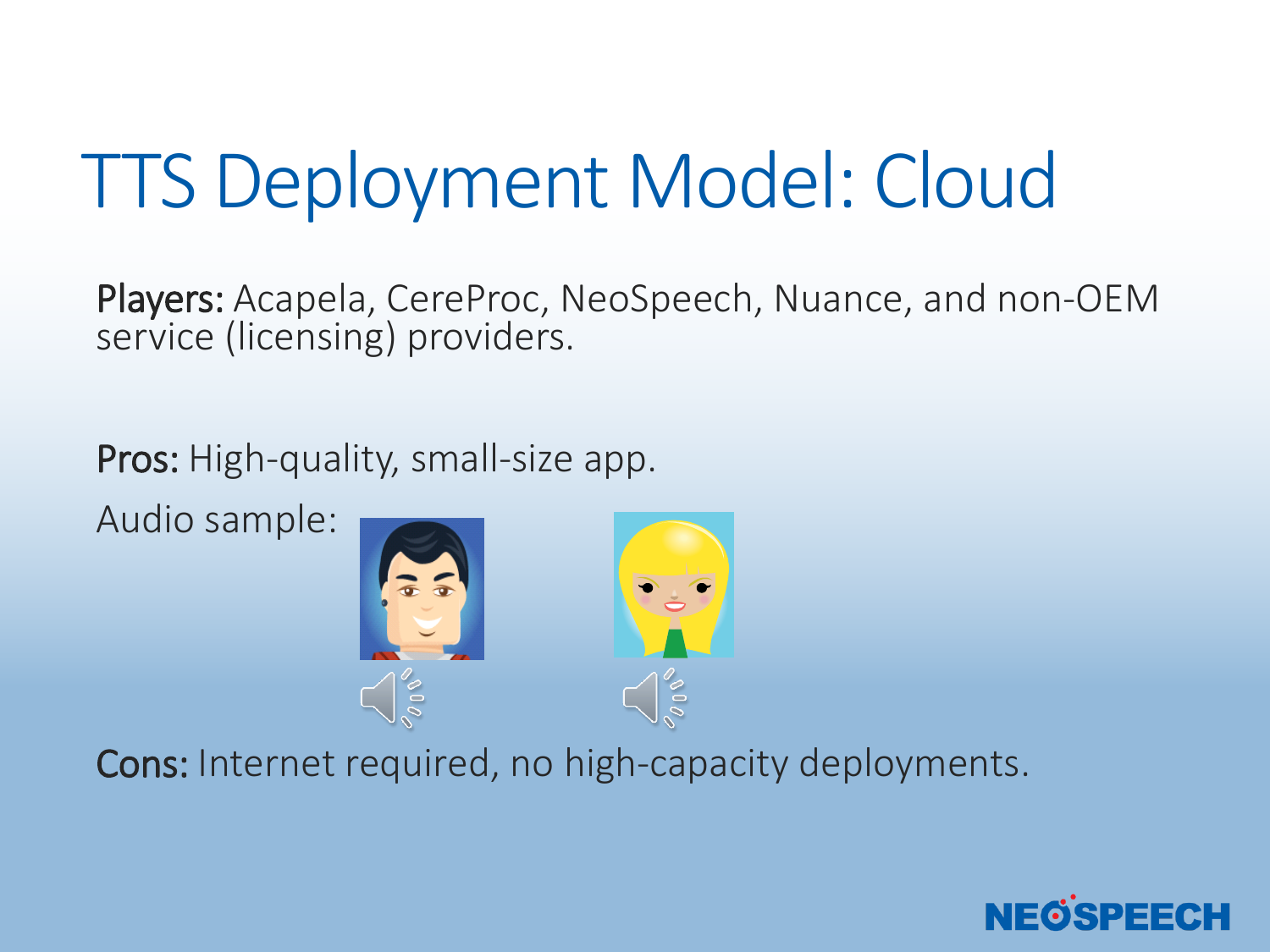# TTS Deployment Model: Cloud

**Players:** Acapela, CereProc, NeoSpeech, Nuance, and non-OEM service (licensing) providers.

**Pros:** High-quality, small-size app.

Audio sample:

**Cons:** Internet required, no high-capacity deployments.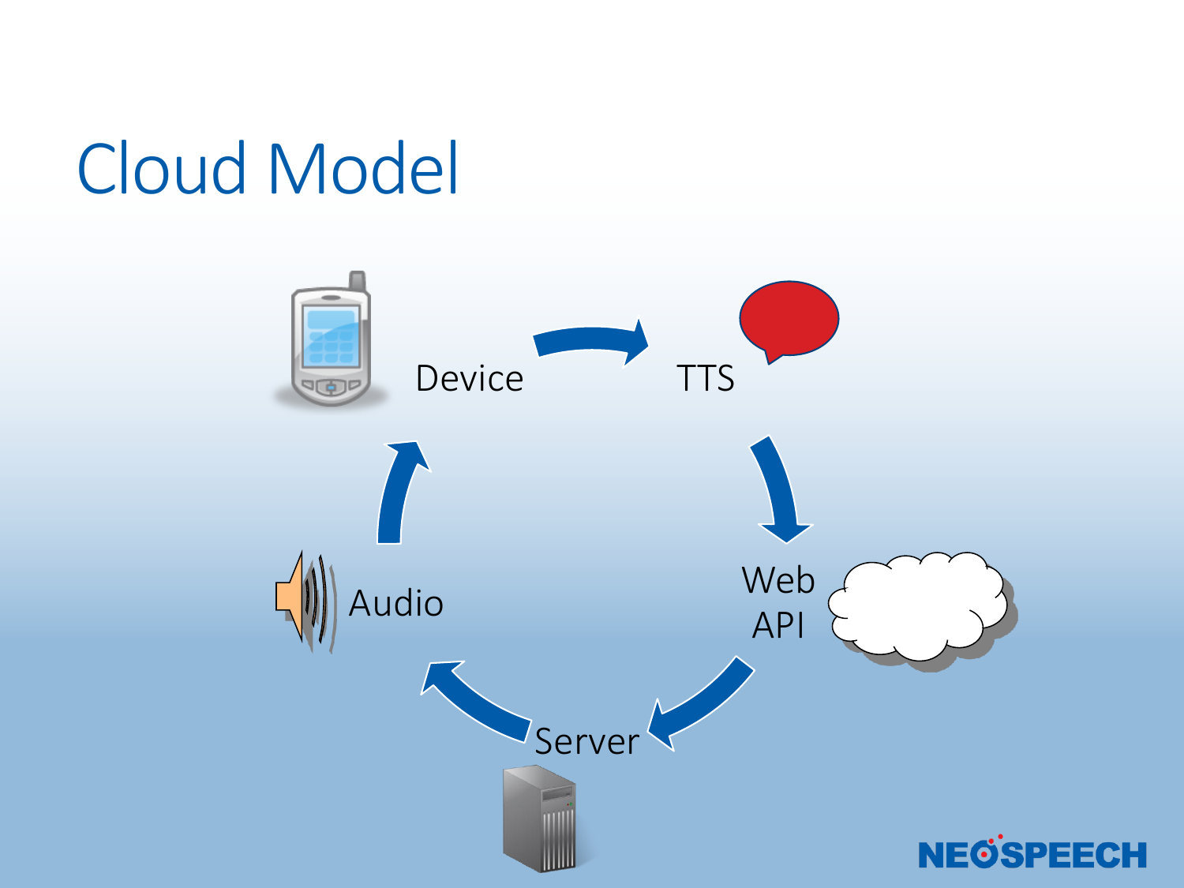# Cloud Model

Device → TTS → Web API → Server → Audio → Device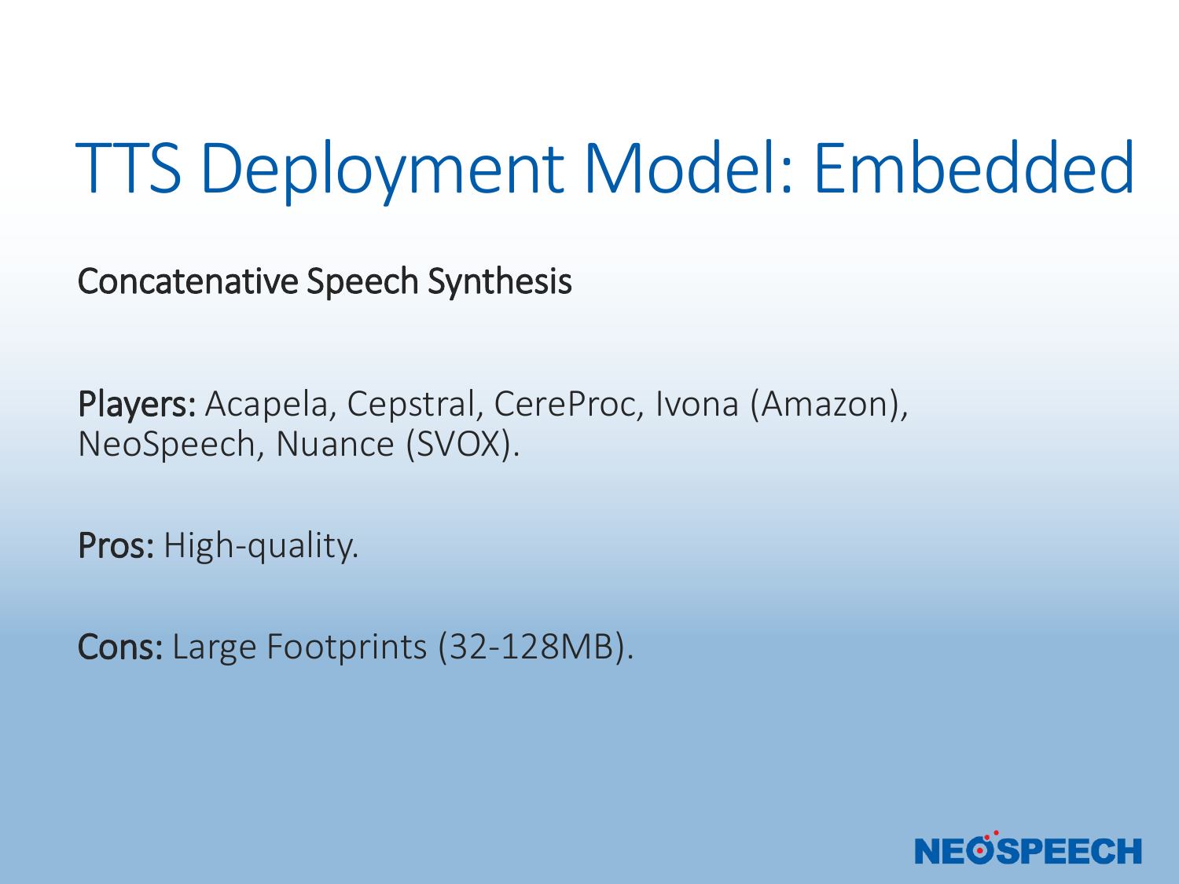# TTS Deployment Model: Embedded

Concatenative Speech Synthesis

**Players:** Acapela, Cepstral, CereProc, Ivona (Amazon), NeoSpeech, Nuance (SVOX).

**Pros:** High-quality.

**Cons:** Large Footprints (32-128MB).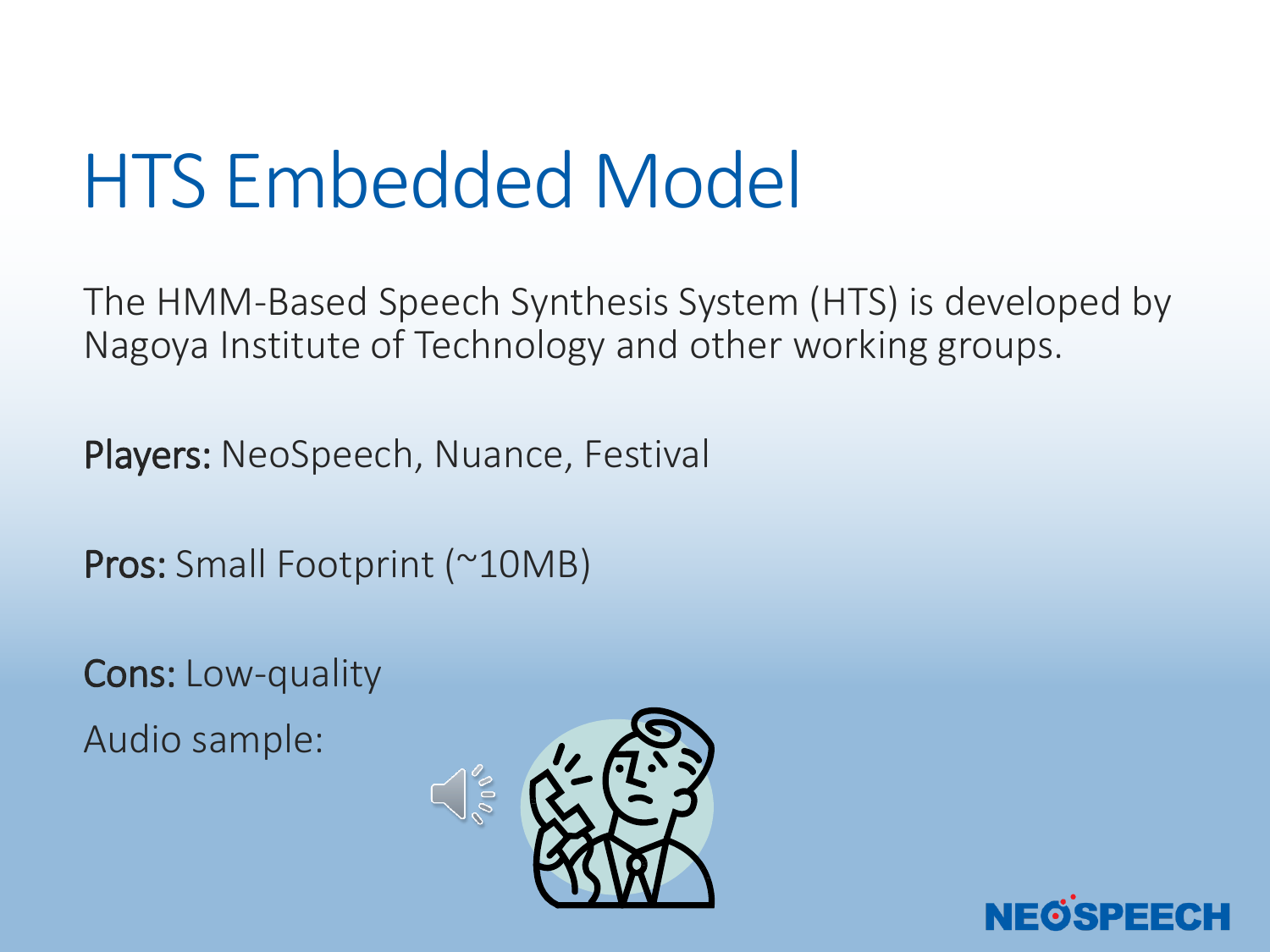# HTS Embedded Model

The HMM-Based Speech Synthesis System (HTS) is developed by Nagoya Institute of Technology and other working groups.

**Players:** NeoSpeech, Nuance, Festival

**Pros:** Small Footprint (~10MB)

**Cons:** Low-quality

Audio sample: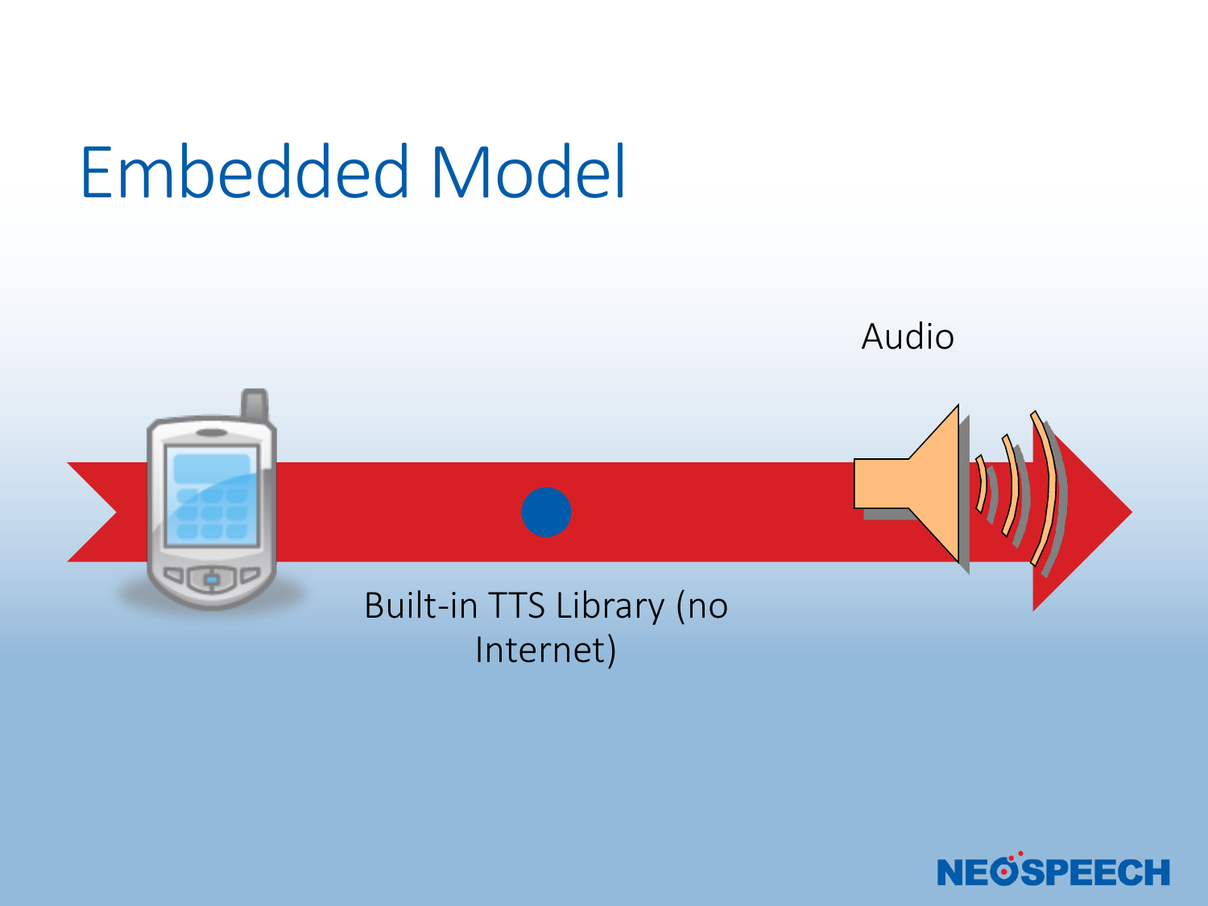# Embedded Model

Audio

Built-in TTS Library (no Internet)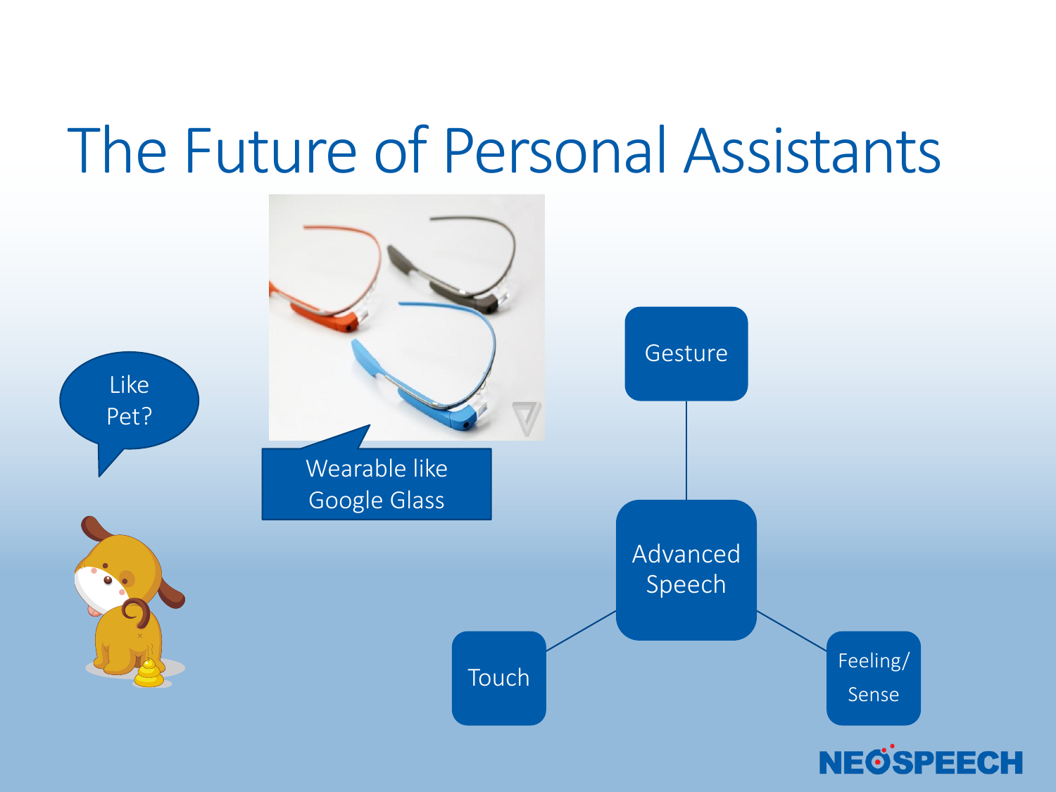# The Future of Personal Assistants

Like Pet?

Wearable like Google Glass

Gesture

Advanced Speech

Touch

Feeling/ Sense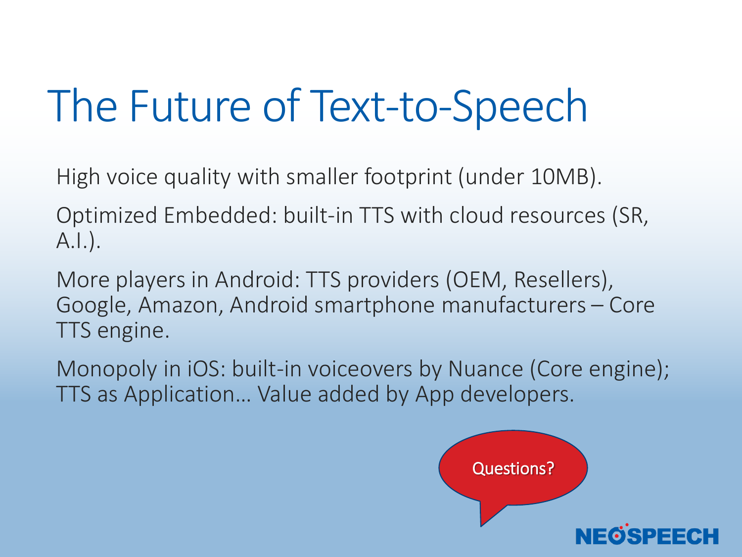# The Future of Text-to-Speech

High voice quality with smaller footprint (under 10MB).

Optimized Embedded: built-in TTS with cloud resources (SR, A.I.).

More players in Android: TTS providers (OEM, Resellers), Google, Amazon, Android smartphone manufacturers – Core TTS engine.

Monopoly in iOS: built-in voiceovers by Nuance (Core engine); TTS as Application… Value added by App developers.

Questions?

NEOSPEECH